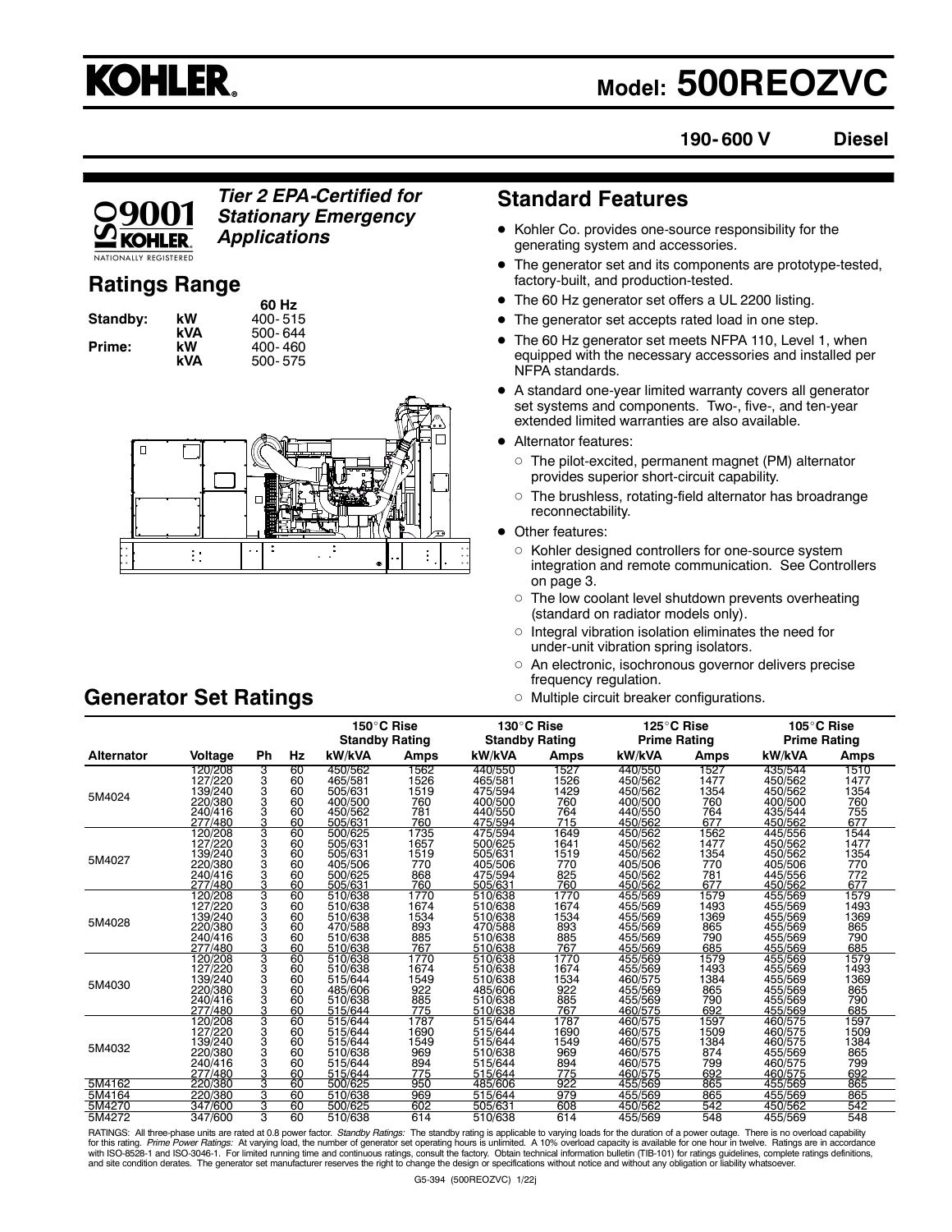# KOHLER.

# Model: 500REOZVC

**190- 600 V Diesel**

ISO 9001 KOHLER. NATIONALLY REGISTERED

***Tier 2 EPA-Certified for Stationary Emergency Applications***

## Ratings Range

| | | 60 Hz |
|---|---|---|
| Standby: | kW | 400- 515 |
| | kVA | 500- 644 |
| Prime: | kW | 400- 460 |
| | kVA | 500- 575 |

## Standard Features

- Kohler Co. provides one-source responsibility for the generating system and accessories.
- The generator set and its components are prototype-tested, factory-built, and production-tested.
- The 60 Hz generator set offers a UL 2200 listing.
- The generator set accepts rated load in one step.
- The 60 Hz generator set meets NFPA 110, Level 1, when equipped with the necessary accessories and installed per NFPA standards.
- A standard one-year limited warranty covers all generator set systems and components. Two-, five-, and ten-year extended limited warranties are also available.
- Alternator features:
  - The pilot-excited, permanent magnet (PM) alternator provides superior short-circuit capability.
  - The brushless, rotating-field alternator has broadrange reconnectability.
- Other features:
  - Kohler designed controllers for one-source system integration and remote communication. See Controllers on page 3.
  - The low coolant level shutdown prevents overheating (standard on radiator models only).
  - Integral vibration isolation eliminates the need for under-unit vibration spring isolators.
  - An electronic, isochronous governor delivers precise frequency regulation.
  - Multiple circuit breaker configurations.

## Generator Set Ratings

| | | | | 150°C Rise Standby Rating | | 130°C Rise Standby Rating | | 125°C Rise Prime Rating | | 105°C Rise Prime Rating | |
|---|---|---|---|---|---|---|---|---|---|---|---|
| **Alternator** | **Voltage** | **Ph** | **Hz** | **kW/kVA** | **Amps** | **kW/kVA** | **Amps** | **kW/kVA** | **Amps** | **kW/kVA** | **Amps** |
| 5M4024 | 120/208 | 3 | 60 | 450/562 | 1562 | 440/550 | 1527 | 440/550 | 1527 | 435/544 | 1510 |
| | 127/220 | 3 | 60 | 465/581 | 1526 | 465/581 | 1526 | 450/562 | 1477 | 450/562 | 1477 |
| | 139/240 | 3 | 60 | 505/631 | 1519 | 475/594 | 1429 | 450/562 | 1354 | 450/562 | 1354 |
| | 220/380 | 3 | 60 | 400/500 | 760 | 400/500 | 760 | 400/500 | 760 | 400/500 | 760 |
| | 240/416 | 3 | 60 | 450/562 | 781 | 440/550 | 764 | 440/550 | 764 | 435/544 | 755 |
| | 277/480 | 3 | 60 | 505/631 | 760 | 475/594 | 715 | 450/562 | 677 | 450/562 | 677 |
| 5M4027 | 120/208 | 3 | 60 | 500/625 | 1735 | 475/594 | 1649 | 450/562 | 1562 | 445/556 | 1544 |
| | 127/220 | 3 | 60 | 505/631 | 1657 | 500/625 | 1641 | 450/562 | 1477 | 450/562 | 1477 |
| | 139/240 | 3 | 60 | 505/631 | 1519 | 505/631 | 1519 | 450/562 | 1354 | 450/562 | 1354 |
| | 220/380 | 3 | 60 | 405/506 | 770 | 405/506 | 770 | 405/506 | 770 | 405/506 | 770 |
| | 240/416 | 3 | 60 | 500/625 | 868 | 475/594 | 825 | 450/562 | 781 | 445/556 | 772 |
| | 277/480 | 3 | 60 | 505/631 | 760 | 505/631 | 760 | 450/562 | 677 | 450/562 | 677 |
| 5M4028 | 120/208 | 3 | 60 | 510/638 | 1770 | 510/638 | 1770 | 455/569 | 1579 | 455/569 | 1579 |
| | 127/220 | 3 | 60 | 510/638 | 1674 | 510/638 | 1674 | 455/569 | 1493 | 455/569 | 1493 |
| | 139/240 | 3 | 60 | 510/638 | 1534 | 510/638 | 1534 | 455/569 | 1369 | 455/569 | 1369 |
| | 220/380 | 3 | 60 | 470/588 | 893 | 470/588 | 893 | 455/569 | 865 | 455/569 | 865 |
| | 240/416 | 3 | 60 | 510/638 | 885 | 510/638 | 885 | 455/569 | 790 | 455/569 | 790 |
| | 277/480 | 3 | 60 | 510/638 | 767 | 510/638 | 767 | 455/569 | 685 | 455/569 | 685 |
| 5M4030 | 120/208 | 3 | 60 | 510/638 | 1770 | 510/638 | 1770 | 455/569 | 1579 | 455/569 | 1579 |
| | 127/220 | 3 | 60 | 510/638 | 1674 | 510/638 | 1674 | 455/569 | 1493 | 455/569 | 1493 |
| | 139/240 | 3 | 60 | 515/644 | 1549 | 510/638 | 1534 | 460/575 | 1384 | 455/569 | 1369 |
| | 220/380 | 3 | 60 | 485/606 | 922 | 485/606 | 922 | 455/569 | 865 | 455/569 | 865 |
| | 240/416 | 3 | 60 | 510/638 | 885 | 510/638 | 885 | 455/569 | 790 | 455/569 | 790 |
| | 277/480 | 3 | 60 | 510/638 | 767 | 510/638 | 767 | 460/575 | 692 | 455/569 | 685 |
| 5M4032 | 120/208 | 3 | 60 | 515/644 | 1787 | 515/644 | 1787 | 460/575 | 1597 | 460/575 | 1597 |
| | 127/220 | 3 | 60 | 515/644 | 1690 | 515/644 | 1690 | 460/575 | 1509 | 460/575 | 1509 |
| | 139/240 | 3 | 60 | 515/644 | 1549 | 515/644 | 1549 | 460/575 | 1384 | 460/575 | 1384 |
| | 220/380 | 3 | 60 | 510/638 | 969 | 510/638 | 969 | 460/575 | 874 | 455/569 | 865 |
| | 240/416 | 3 | 60 | 515/644 | 894 | 515/644 | 894 | 460/575 | 799 | 460/575 | 799 |
| | 277/480 | 3 | 60 | 515/644 | 775 | 515/644 | 775 | 460/575 | 692 | 460/575 | 692 |
| 5M4162 | 220/380 | 3 | 60 | 500/625 | 950 | 485/606 | 922 | 455/569 | 865 | 455/569 | 865 |
| 5M4164 | 220/380 | 3 | 60 | 510/638 | 969 | 515/644 | 979 | 455/569 | 865 | 455/569 | 865 |
| 5M4270 | 347/600 | 3 | 60 | 500/625 | 602 | 505/631 | 608 | 450/562 | 542 | 450/562 | 542 |
| 5M4272 | 347/600 | 3 | 60 | 510/638 | 614 | 510/638 | 614 | 455/569 | 548 | 455/569 | 548 |

RATINGS: All three-phase units are rated at 0.8 power factor. *Standby Ratings:* The standby rating is applicable to varying loads for the duration of a power outage. There is no overload capability for this rating. *Prime Power Ratings:* At varying load, the number of generator set operating hours is unlimited. A 10% overload capacity is available for one hour in twelve. Ratings are in accordance with ISO-8528-1 and ISO-3046-1. For limited running time and continuous ratings, consult the factory. Obtain technical information bulletin (TIB-101) for ratings guidelines, complete ratings definitions, and site condition derates. The generator set manufacturer reserves the right to change the design or specifications without notice and without any obligation or liability whatsoever.

G5-394 (500REOZVC) 1/22j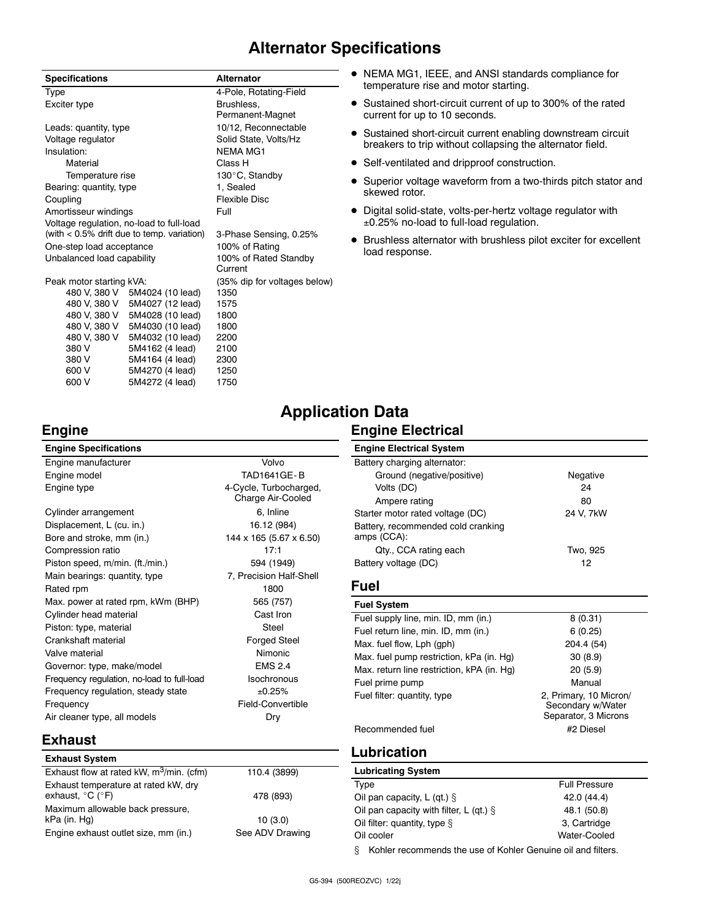# Alternator Specifications

| Specifications | | Alternator |
|---|---|---|
| Type | | 4-Pole, Rotating-Field |
| Exciter type | | Brushless, Permanent-Magnet |
| Leads: quantity, type | | 10/12, Reconnectable |
| Voltage regulator | | Solid State, Volts/Hz |
| Insulation: | | NEMA MG1 |
| Material | | Class H |
| Temperature rise | | 130°C, Standby |
| Bearing: quantity, type | | 1, Sealed |
| Coupling | | Flexible Disc |
| Amortisseur windings | | Full |
| Voltage regulation, no-load to full-load (with < 0.5% drift due to temp. variation) | | 3-Phase Sensing, 0.25% |
| One-step load acceptance | | 100% of Rating |
| Unbalanced load capability | | 100% of Rated Standby Current |
| Peak motor starting kVA: | | (35% dip for voltages below) |
| 480 V, 380 V | 5M4024 (10 lead) | 1350 |
| 480 V, 380 V | 5M4027 (12 lead) | 1575 |
| 480 V, 380 V | 5M4028 (10 lead) | 1800 |
| 480 V, 380 V | 5M4030 (10 lead) | 1800 |
| 480 V, 380 V | 5M4032 (10 lead) | 2200 |
| 380 V | 5M4162 (4 lead) | 2100 |
| 380 V | 5M4164 (4 lead) | 2300 |
| 600 V | 5M4270 (4 lead) | 1250 |
| 600 V | 5M4272 (4 lead) | 1750 |

- NEMA MG1, IEEE, and ANSI standards compliance for temperature rise and motor starting.
- Sustained short-circuit current of up to 300% of the rated current for up to 10 seconds.
- Sustained short-circuit current enabling downstream circuit breakers to trip without collapsing the alternator field.
- Self-ventilated and dripproof construction.
- Superior voltage waveform from a two-thirds pitch stator and skewed rotor.
- Digital solid-state, volts-per-hertz voltage regulator with ±0.25% no-load to full-load regulation.
- Brushless alternator with brushless pilot exciter for excellent load response.

# Application Data

## Engine

| Engine Specifications | |
|---|---|
| Engine manufacturer | Volvo |
| Engine model | TAD1641GE-B |
| Engine type | 4-Cycle, Turbocharged, Charge Air-Cooled |
| Cylinder arrangement | 6, Inline |
| Displacement, L (cu. in.) | 16.12 (984) |
| Bore and stroke, mm (in.) | 144 x 165 (5.67 x 6.50) |
| Compression ratio | 17:1 |
| Piston speed, m/min. (ft./min.) | 594 (1949) |
| Main bearings: quantity, type | 7, Precision Half-Shell |
| Rated rpm | 1800 |
| Max. power at rated rpm, kWm (BHP) | 565 (757) |
| Cylinder head material | Cast Iron |
| Piston: type, material | Steel |
| Crankshaft material | Forged Steel |
| Valve material | Nimonic |
| Governor: type, make/model | EMS 2.4 |
| Frequency regulation, no-load to full-load | Isochronous |
| Frequency regulation, steady state | ±0.25% |
| Frequency | Field-Convertible |
| Air cleaner type, all models | Dry |

## Exhaust

| Exhaust System | |
|---|---|
| Exhaust flow at rated kW, $m^3$/min. (cfm) | 110.4 (3899) |
| Exhaust temperature at rated kW, dry exhaust, °C (°F) | 478 (893) |
| Maximum allowable back pressure, kPa (in. Hg) | 10 (3.0) |
| Engine exhaust outlet size, mm (in.) | See ADV Drawing |

## Engine Electrical

| Engine Electrical System | |
|---|---|
| Battery charging alternator: | |
| Ground (negative/positive) | Negative |
| Volts (DC) | 24 |
| Ampere rating | 80 |
| Starter motor rated voltage (DC) | 24 V, 7kW |
| Battery, recommended cold cranking amps (CCA): | |
| Qty., CCA rating each | Two, 925 |
| Battery voltage (DC) | 12 |

## Fuel

| Fuel System | |
|---|---|
| Fuel supply line, min. ID, mm (in.) | 8 (0.31) |
| Fuel return line, min. ID, mm (in.) | 6 (0.25) |
| Max. fuel flow, Lph (gph) | 204.4 (54) |
| Max. fuel pump restriction, kPa (in. Hg) | 30 (8.9) |
| Max. return line restriction, kPA (in. Hg) | 20 (5.9) |
| Fuel prime pump | Manual |
| Fuel filter: quantity, type | 2, Primary, 10 Micron/ Secondary w/Water Separator, 3 Microns |
| Recommended fuel | #2 Diesel |

## Lubrication

| Lubricating System | |
|---|---|
| Type | Full Pressure |
| Oil pan capacity, L (qt.) § | 42.0 (44.4) |
| Oil pan capacity with filter, L (qt.) § | 48.1 (50.8) |
| Oil filter: quantity, type § | 3, Cartridge |
| Oil cooler | Water-Cooled |

§ Kohler recommends the use of Kohler Genuine oil and filters.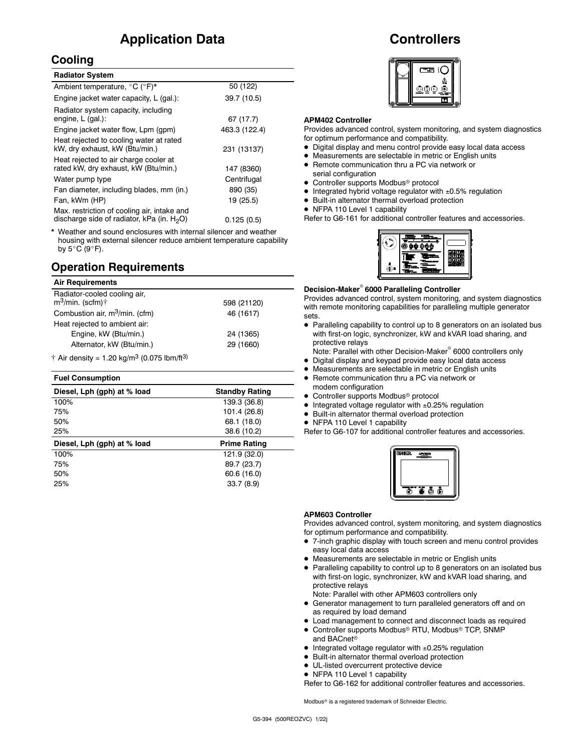# Application Data

## Cooling

| Radiator System | |
|---|---|
| Ambient temperature, °C (°F)* | 50 (122) |
| Engine jacket water capacity, L (gal.): | 39.7 (10.5) |
| Radiator system capacity, including engine, L (gal.): | 67 (17.7) |
| Engine jacket water flow, Lpm (gpm) | 463.3 (122.4) |
| Heat rejected to cooling water at rated kW, dry exhaust, kW (Btu/min.) | 231 (13137) |
| Heat rejected to air charge cooler at rated kW, dry exhaust, kW (Btu/min.) | 147 (8360) |
| Water pump type | Centrifugal |
| Fan diameter, including blades, mm (in.) | 890 (35) |
| Fan, kWm (HP) | 19 (25.5) |
| Max. restriction of cooling air, intake and discharge side of radiator, kPa (in. $H_2O$) | 0.125 (0.5) |

* Weather and sound enclosures with internal silencer and weather housing with external silencer reduce ambient temperature capability by 5°C (9°F).

## Operation Requirements

| Air Requirements | |
|---|---|
| Radiator-cooled cooling air, $m^3$/min. (scfm)† | 598 (21120) |
| Combustion air, $m^3$/min. (cfm) | 46 (1617) |
| Heat rejected to ambient air: | |
| Engine, kW (Btu/min.) | 24 (1365) |
| Alternator, kW (Btu/min.) | 29 (1660) |

† Air density = 1.20 kg/$m^3$ (0.075 lbm/$ft^3$)

| Fuel Consumption | |
|---|---|
| **Diesel, Lph (gph) at % load** | **Standby Rating** |
| 100% | 139.3 (36.8) |
| 75% | 101.4 (26.8) |
| 50% | 68.1 (18.0) |
| 25% | 38.6 (10.2) |
| **Diesel, Lph (gph) at % load** | **Prime Rating** |
| 100% | 121.9 (32.0) |
| 75% | 89.7 (23.7) |
| 50% | 60.6 (16.0) |
| 25% | 33.7 (8.9) |

# Controllers

**APM402 Controller**

Provides advanced control, system monitoring, and system diagnostics for optimum performance and compatibility.

- Digital display and menu control provide easy local data access
- Measurements are selectable in metric or English units
- Remote communication thru a PC via network or serial configuration
- Controller supports Modbus® protocol
- Integrated hybrid voltage regulator with ±0.5% regulation
- Built-in alternator thermal overload protection
- NFPA 110 Level 1 capability

Refer to G6-161 for additional controller features and accessories.

**Decision-Maker® 6000 Paralleling Controller**

Provides advanced control, system monitoring, and system diagnostics with remote monitoring capabilities for paralleling multiple generator sets.

- Paralleling capability to control up to 8 generators on an isolated bus with first-on logic, synchronizer, kW and kVAR load sharing, and protective relays
  Note: Parallel with other Decision-Maker® 6000 controllers only
- Digital display and keypad provide easy local data access
- Measurements are selectable in metric or English units
- Remote communication thru a PC via network or modem configuration
- Controller supports Modbus® protocol
- Integrated voltage regulator with ±0.25% regulation
- Built-in alternator thermal overload protection
- NFPA 110 Level 1 capability

Refer to G6-107 for additional controller features and accessories.

**APM603 Controller**

Provides advanced control, system monitoring, and system diagnostics for optimum performance and compatibility.

- 7-inch graphic display with touch screen and menu control provides easy local data access
- Measurements are selectable in metric or English units
- Paralleling capability to control up to 8 generators on an isolated bus with first-on logic, synchronizer, kW and kVAR load sharing, and protective relays
  Note: Parallel with other APM603 controllers only
- Generator management to turn paralleled generators off and on as required by load demand
- Load management to connect and disconnect loads as required
- Controller supports Modbus® RTU, Modbus® TCP, SNMP and BACnet®
- Integrated voltage regulator with ±0.25% regulation
- Built-in alternator thermal overload protection
- UL-listed overcurrent protective device
- NFPA 110 Level 1 capability

Refer to G6-162 for additional controller features and accessories.

Modbus® is a registered trademark of Schneider Electric.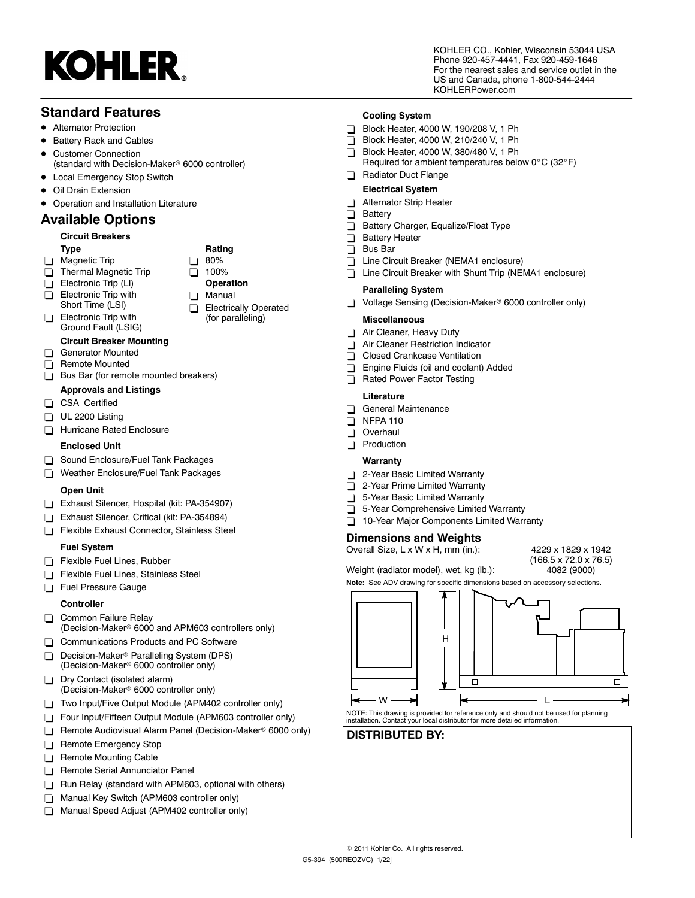# KOHLER.

KOHLER CO., Kohler, Wisconsin 53044 USA
Phone 920-457-4441, Fax 920-459-1646
For the nearest sales and service outlet in the US and Canada, phone 1-800-544-2444
KOHLERPower.com

## Standard Features

- Alternator Protection
- Battery Rack and Cables
- Customer Connection (standard with Decision-Maker® 6000 controller)
- Local Emergency Stop Switch
- Oil Drain Extension
- Operation and Installation Literature

## Available Options

### Circuit Breakers

**Type**

- ❑ Magnetic Trip
- ❑ Thermal Magnetic Trip
- ❑ Electronic Trip (LI)
- ❑ Electronic Trip with Short Time (LSI)
- ❑ Electronic Trip with Ground Fault (LSIG)

**Rating**

- ❑ 80%
- ❑ 100%

**Operation**

- ❑ Manual
- ❑ Electrically Operated (for paralleling)

**Circuit Breaker Mounting**

- ❑ Generator Mounted
- ❑ Remote Mounted
- ❑ Bus Bar (for remote mounted breakers)

### Approvals and Listings

- ❑ CSA Certified
- ❑ UL 2200 Listing
- ❑ Hurricane Rated Enclosure

### Enclosed Unit

- ❑ Sound Enclosure/Fuel Tank Packages
- ❑ Weather Enclosure/Fuel Tank Packages

### Open Unit

- ❑ Exhaust Silencer, Hospital (kit: PA-354907)
- ❑ Exhaust Silencer, Critical (kit: PA-354894)
- ❑ Flexible Exhaust Connector, Stainless Steel

### Fuel System

- ❑ Flexible Fuel Lines, Rubber
- ❑ Flexible Fuel Lines, Stainless Steel
- ❑ Fuel Pressure Gauge

### Controller

- ❑ Common Failure Relay (Decision-Maker® 6000 and APM603 controllers only)
- ❑ Communications Products and PC Software
- ❑ Decision-Maker® Paralleling System (DPS) (Decision-Maker® 6000 controller only)
- ❑ Dry Contact (isolated alarm) (Decision-Maker® 6000 controller only)
- ❑ Two Input/Five Output Module (APM402 controller only)
- ❑ Four Input/Fifteen Output Module (APM603 controller only)
- ❑ Remote Audiovisual Alarm Panel (Decision-Maker® 6000 only)
- ❑ Remote Emergency Stop
- ❑ Remote Mounting Cable
- ❑ Remote Serial Annunciator Panel
- ❑ Run Relay (standard with APM603, optional with others)
- ❑ Manual Key Switch (APM603 controller only)
- ❑ Manual Speed Adjust (APM402 controller only)

### Cooling System

- ❑ Block Heater, 4000 W, 190/208 V, 1 Ph
- ❑ Block Heater, 4000 W, 210/240 V, 1 Ph
- ❑ Block Heater, 4000 W, 380/480 V, 1 Ph
  Required for ambient temperatures below 0°C (32°F)
- ❑ Radiator Duct Flange

### Electrical System

- ❑ Alternator Strip Heater
- ❑ Battery
- ❑ Battery Charger, Equalize/Float Type
- ❑ Battery Heater
- ❑ Bus Bar
- ❑ Line Circuit Breaker (NEMA1 enclosure)
- ❑ Line Circuit Breaker with Shunt Trip (NEMA1 enclosure)

### Paralleling System

- ❑ Voltage Sensing (Decision-Maker® 6000 controller only)

### Miscellaneous

- ❑ Air Cleaner, Heavy Duty
- ❑ Air Cleaner Restriction Indicator
- ❑ Closed Crankcase Ventilation
- ❑ Engine Fluids (oil and coolant) Added
- ❑ Rated Power Factor Testing

### Literature

- ❑ General Maintenance
- ❑ NFPA 110
- ❑ Overhaul
- ❑ Production

### Warranty

- ❑ 2-Year Basic Limited Warranty
- ❑ 2-Year Prime Limited Warranty
- ❑ 5-Year Basic Limited Warranty
- ❑ 5-Year Comprehensive Limited Warranty
- ❑ 10-Year Major Components Limited Warranty

## Dimensions and Weights

Overall Size, L x W x H, mm (in.): 4229 x 1829 x 1942 (166.5 x 72.0 x 76.5)

Weight (radiator model), wet, kg (lb.): 4082 (9000)

**Note:** See ADV drawing for specific dimensions based on accessory selections.

H

W

L

NOTE: This drawing is provided for reference only and should not be used for planning installation. Contact your local distributor for more detailed information.

**DISTRIBUTED BY:**

© 2011 Kohler Co. All rights reserved.

G5-394 (500REOZVC) 1/22j